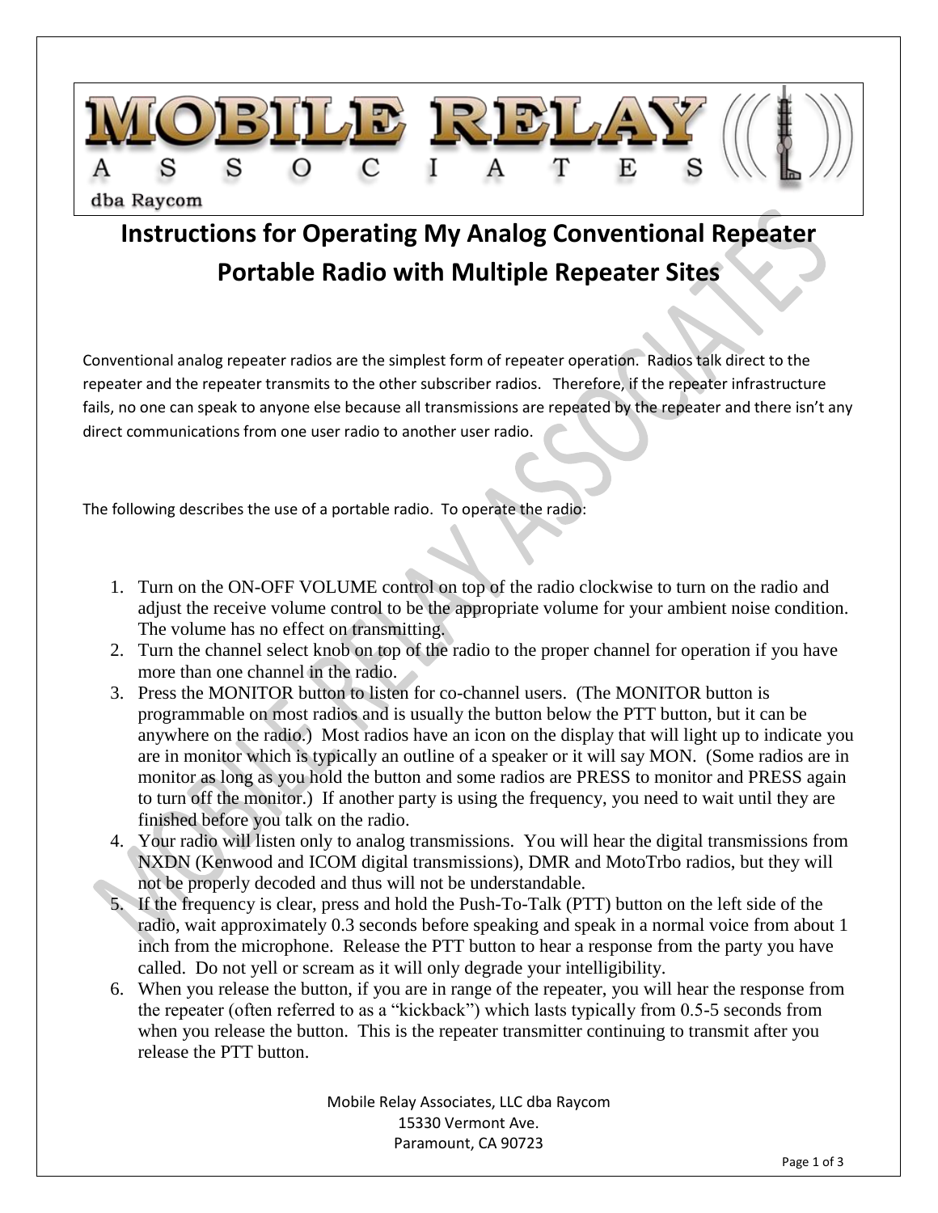MOBILE RELAY ASSOCIATES

dba Raycom

# Instructions for Operating My Analog Conventional Repeater Portable Radio with Multiple Repeater Sites

Conventional analog repeater radios are the simplest form of repeater operation. Radios talk direct to the repeater and the repeater transmits to the other subscriber radios. Therefore, if the repeater infrastructure fails, no one can speak to anyone else because all transmissions are repeated by the repeater and there isn't any direct communications from one user radio to another user radio.

The following describes the use of a portable radio. To operate the radio:

1. Turn on the ON-OFF VOLUME control on top of the radio clockwise to turn on the radio and adjust the receive volume control to be the appropriate volume for your ambient noise condition. The volume has no effect on transmitting.
2. Turn the channel select knob on top of the radio to the proper channel for operation if you have more than one channel in the radio.
3. Press the MONITOR button to listen for co-channel users. (The MONITOR button is programmable on most radios and is usually the button below the PTT button, but it can be anywhere on the radio.) Most radios have an icon on the display that will light up to indicate you are in monitor which is typically an outline of a speaker or it will say MON. (Some radios are in monitor as long as you hold the button and some radios are PRESS to monitor and PRESS again to turn off the monitor.) If another party is using the frequency, you need to wait until they are finished before you talk on the radio.
4. Your radio will listen only to analog transmissions. You will hear the digital transmissions from NXDN (Kenwood and ICOM digital transmissions), DMR and MotoTrbo radios, but they will not be properly decoded and thus will not be understandable.
5. If the frequency is clear, press and hold the Push-To-Talk (PTT) button on the left side of the radio, wait approximately 0.3 seconds before speaking and speak in a normal voice from about 1 inch from the microphone. Release the PTT button to hear a response from the party you have called. Do not yell or scream as it will only degrade your intelligibility.
6. When you release the button, if you are in range of the repeater, you will hear the response from the repeater (often referred to as a "kickback") which lasts typically from 0.5-5 seconds from when you release the button. This is the repeater transmitter continuing to transmit after you release the PTT button.

Mobile Relay Associates, LLC dba Raycom
15330 Vermont Ave.
Paramount, CA 90723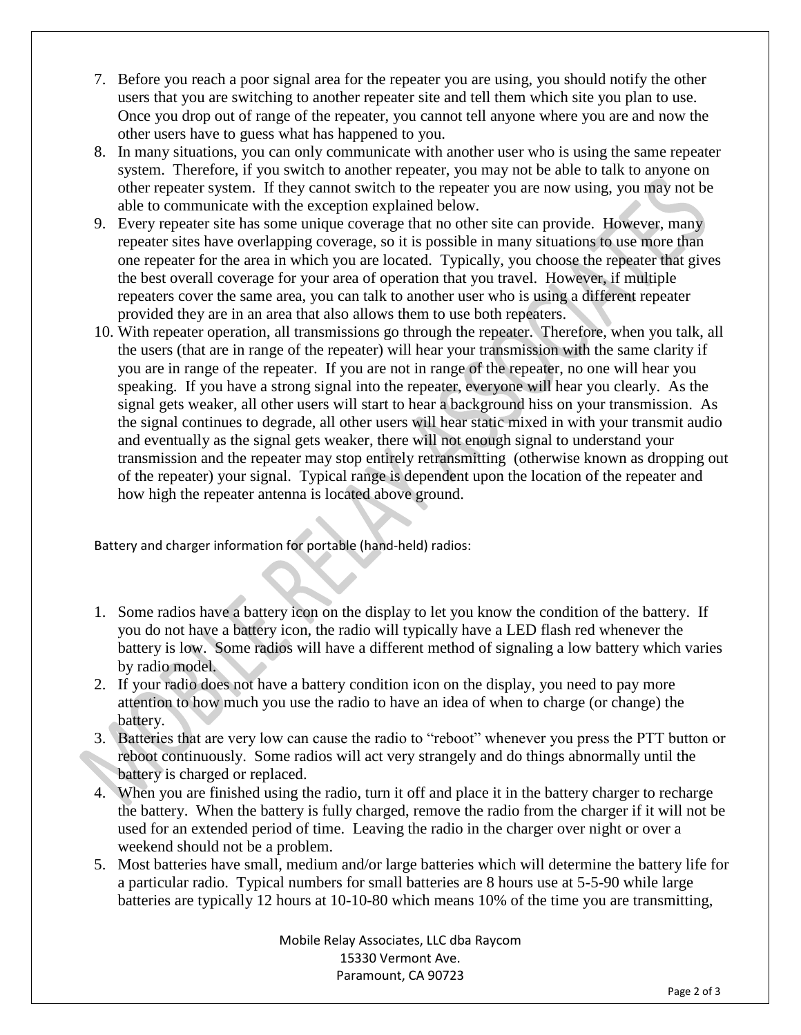7. Before you reach a poor signal area for the repeater you are using, you should notify the other users that you are switching to another repeater site and tell them which site you plan to use. Once you drop out of range of the repeater, you cannot tell anyone where you are and now the other users have to guess what has happened to you.
8. In many situations, you can only communicate with another user who is using the same repeater system. Therefore, if you switch to another repeater, you may not be able to talk to anyone on other repeater system. If they cannot switch to the repeater you are now using, you may not be able to communicate with the exception explained below.
9. Every repeater site has some unique coverage that no other site can provide. However, many repeater sites have overlapping coverage, so it is possible in many situations to use more than one repeater for the area in which you are located. Typically, you choose the repeater that gives the best overall coverage for your area of operation that you travel. However, if multiple repeaters cover the same area, you can talk to another user who is using a different repeater provided they are in an area that also allows them to use both repeaters.
10. With repeater operation, all transmissions go through the repeater. Therefore, when you talk, all the users (that are in range of the repeater) will hear your transmission with the same clarity if you are in range of the repeater. If you are not in range of the repeater, no one will hear you speaking. If you have a strong signal into the repeater, everyone will hear you clearly. As the signal gets weaker, all other users will start to hear a background hiss on your transmission. As the signal continues to degrade, all other users will hear static mixed in with your transmit audio and eventually as the signal gets weaker, there will not enough signal to understand your transmission and the repeater may stop entirely retransmitting (otherwise known as dropping out of the repeater) your signal. Typical range is dependent upon the location of the repeater and how high the repeater antenna is located above ground.

Battery and charger information for portable (hand-held) radios:

1. Some radios have a battery icon on the display to let you know the condition of the battery. If you do not have a battery icon, the radio will typically have a LED flash red whenever the battery is low. Some radios will have a different method of signaling a low battery which varies by radio model.
2. If your radio does not have a battery condition icon on the display, you need to pay more attention to how much you use the radio to have an idea of when to charge (or change) the battery.
3. Batteries that are very low can cause the radio to "reboot" whenever you press the PTT button or reboot continuously. Some radios will act very strangely and do things abnormally until the battery is charged or replaced.
4. When you are finished using the radio, turn it off and place it in the battery charger to recharge the battery. When the battery is fully charged, remove the radio from the charger if it will not be used for an extended period of time. Leaving the radio in the charger over night or over a weekend should not be a problem.
5. Most batteries have small, medium and/or large batteries which will determine the battery life for a particular radio. Typical numbers for small batteries are 8 hours use at 5-5-90 while large batteries are typically 12 hours at 10-10-80 which means 10% of the time you are transmitting,

Mobile Relay Associates, LLC dba Raycom
15330 Vermont Ave.
Paramount, CA 90723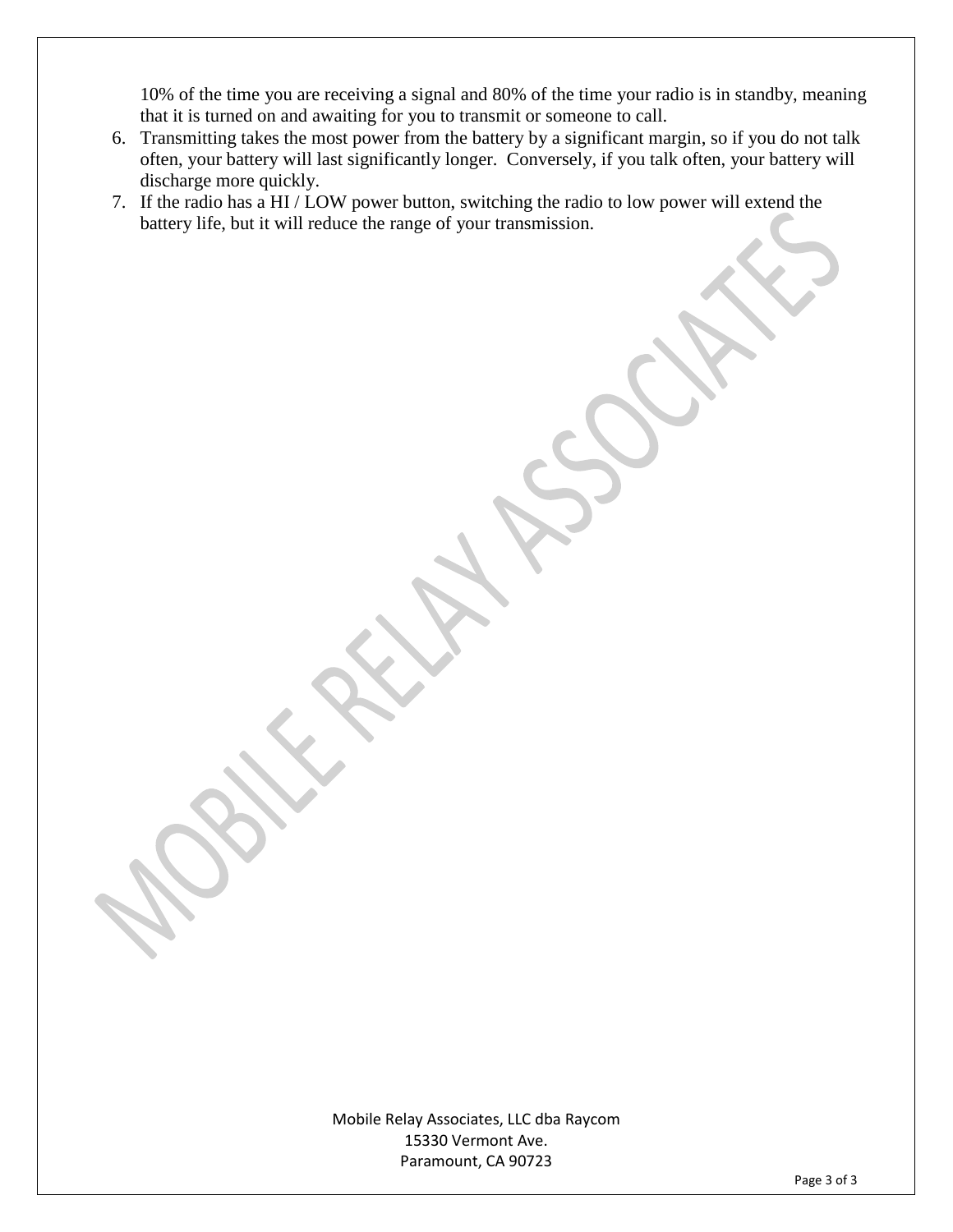10% of the time you are receiving a signal and 80% of the time your radio is in standby, meaning that it is turned on and awaiting for you to transmit or someone to call.

6. Transmitting takes the most power from the battery by a significant margin, so if you do not talk often, your battery will last significantly longer. Conversely, if you talk often, your battery will discharge more quickly.
7. If the radio has a HI / LOW power button, switching the radio to low power will extend the battery life, but it will reduce the range of your transmission.

Mobile Relay Associates, LLC dba Raycom
15330 Vermont Ave.
Paramount, CA 90723